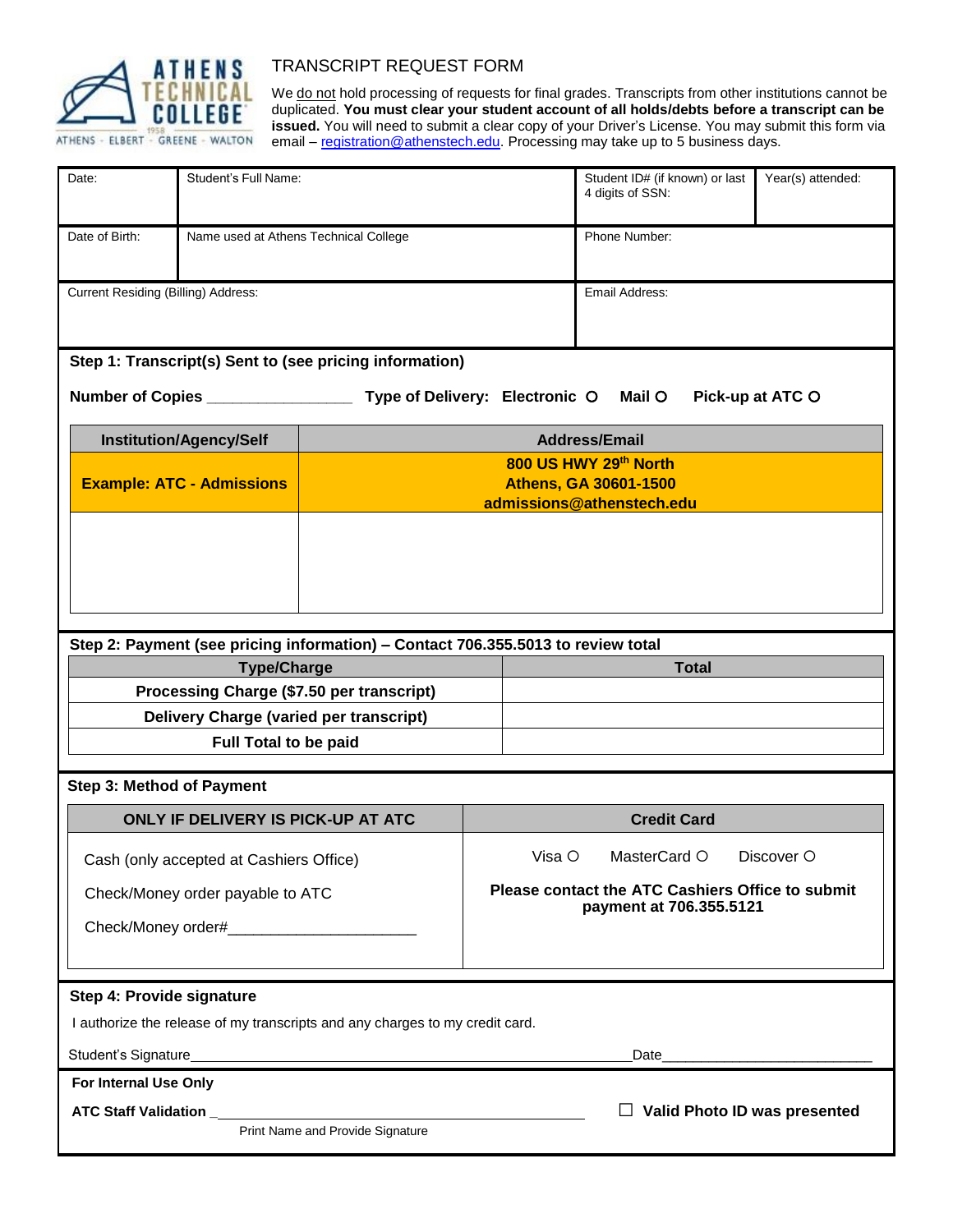ATHENS TECHNICAL COLLEGE
1958
ATHENS - ELBERT - GREENE - WALTON

# TRANSCRIPT REQUEST FORM

We do not hold processing of requests for final grades. Transcripts from other institutions cannot be duplicated. **You must clear your student account of all holds/debts before a transcript can be issued.** You will need to submit a clear copy of your Driver's License. You may submit this form via email – registration@athenstech.edu. Processing may take up to 5 business days.

| Date: | Student's Full Name: | Student ID# (if known) or last 4 digits of SSN: | Year(s) attended: |
|---|---|---|---|
| Date of Birth: | Name used at Athens Technical College | Phone Number: | |
| Current Residing (Billing) Address: | | Email Address: | |

**Step 1: Transcript(s) Sent to (see pricing information)**

**Number of Copies** ________________ **Type of Delivery: Electronic** ○ **Mail** ○ **Pick-up at ATC** ○

| Institution/Agency/Self | Address/Email |
|---|---|
| **Example: ATC - Admissions** | **800 US HWY 29th North<br>Athens, GA 30601-1500<br>admissions@athenstech.edu** |
| | |

**Step 2: Payment (see pricing information) – Contact 706.355.5013 to review total**

| Type/Charge | Total |
|---|---|
| **Processing Charge ($7.50 per transcript)** | |
| **Delivery Charge (varied per transcript)** | |
| **Full Total to be paid** | |

**Step 3: Method of Payment**

| ONLY IF DELIVERY IS PICK-UP AT ATC | Credit Card |
|---|---|
| Cash (only accepted at Cashiers Office)<br>Check/Money order payable to ATC<br>Check/Money order#______________________ | Visa ○ MasterCard ○ Discover ○<br>**Please contact the ATC Cashiers Office to submit payment at 706.355.5121** |

**Step 4: Provide signature**

I authorize the release of my transcripts and any charges to my credit card.

Student's Signature_______________________________________________ Date_________________________

**For Internal Use Only**

**ATC Staff Validation** ______________________________________________ ☐ **Valid Photo ID was presented**

Print Name and Provide Signature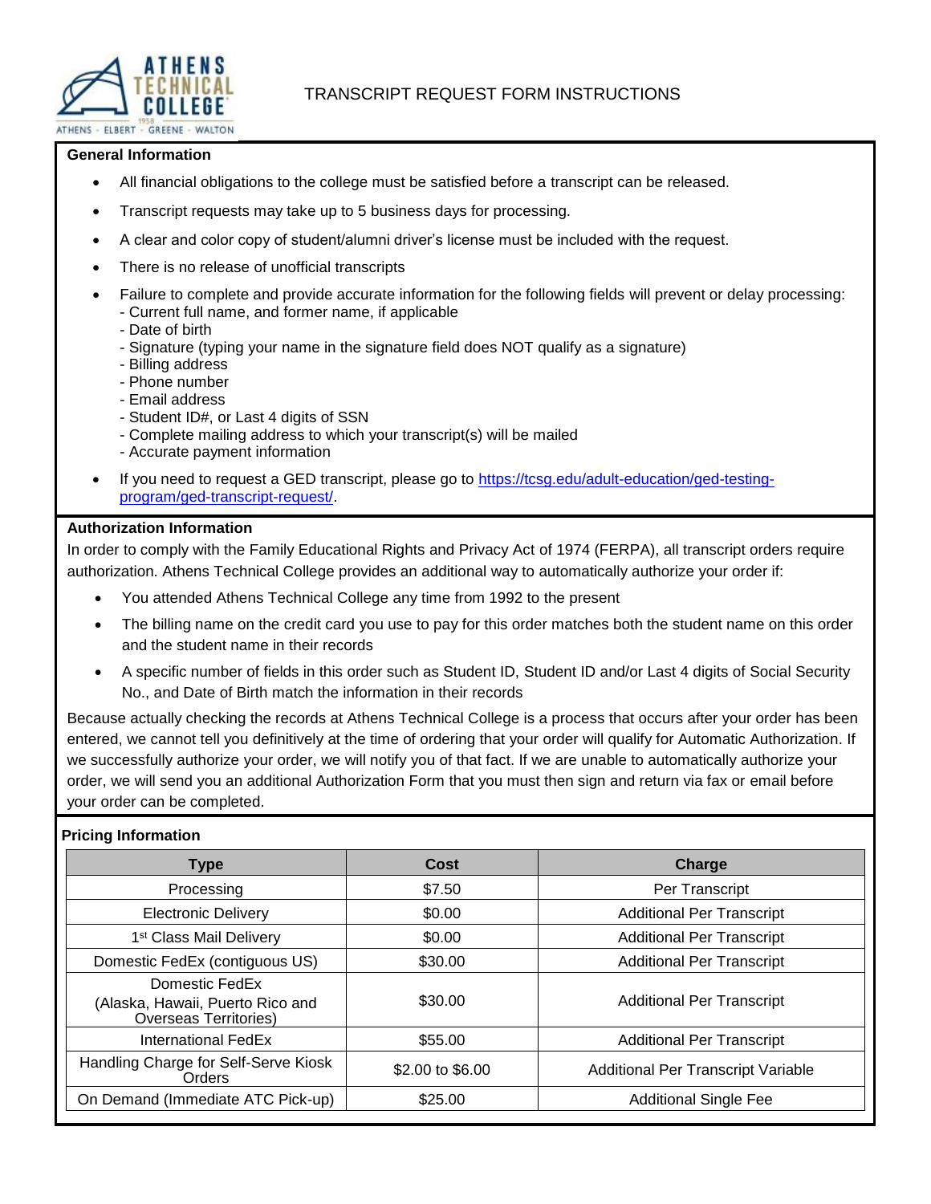# TRANSCRIPT REQUEST FORM INSTRUCTIONS

## General Information

- All financial obligations to the college must be satisfied before a transcript can be released.
- Transcript requests may take up to 5 business days for processing.
- A clear and color copy of student/alumni driver's license must be included with the request.
- There is no release of unofficial transcripts
- Failure to complete and provide accurate information for the following fields will prevent or delay processing:
  - Current full name, and former name, if applicable
  - Date of birth
  - Signature (typing your name in the signature field does NOT qualify as a signature)
  - Billing address
  - Phone number
  - Email address
  - Student ID#, or Last 4 digits of SSN
  - Complete mailing address to which your transcript(s) will be mailed
  - Accurate payment information
- If you need to request a GED transcript, please go to https://tcsg.edu/adult-education/ged-testing-program/ged-transcript-request/.

## Authorization Information

In order to comply with the Family Educational Rights and Privacy Act of 1974 (FERPA), all transcript orders require authorization. Athens Technical College provides an additional way to automatically authorize your order if:

- You attended Athens Technical College any time from 1992 to the present
- The billing name on the credit card you use to pay for this order matches both the student name on this order and the student name in their records
- A specific number of fields in this order such as Student ID, Student ID and/or Last 4 digits of Social Security No., and Date of Birth match the information in their records

Because actually checking the records at Athens Technical College is a process that occurs after your order has been entered, we cannot tell you definitively at the time of ordering that your order will qualify for Automatic Authorization. If we successfully authorize your order, we will notify you of that fact. If we are unable to automatically authorize your order, we will send you an additional Authorization Form that you must then sign and return via fax or email before your order can be completed.

## Pricing Information

| Type | Cost | Charge |
|---|---|---|
| Processing | $7.50 | Per Transcript |
| Electronic Delivery | $0.00 | Additional Per Transcript |
| 1st Class Mail Delivery | $0.00 | Additional Per Transcript |
| Domestic FedEx (contiguous US) | $30.00 | Additional Per Transcript |
| Domestic FedEx (Alaska, Hawaii, Puerto Rico and Overseas Territories) | $30.00 | Additional Per Transcript |
| International FedEx | $55.00 | Additional Per Transcript |
| Handling Charge for Self-Serve Kiosk Orders | $2.00 to $6.00 | Additional Per Transcript Variable |
| On Demand (Immediate ATC Pick-up) | $25.00 | Additional Single Fee |